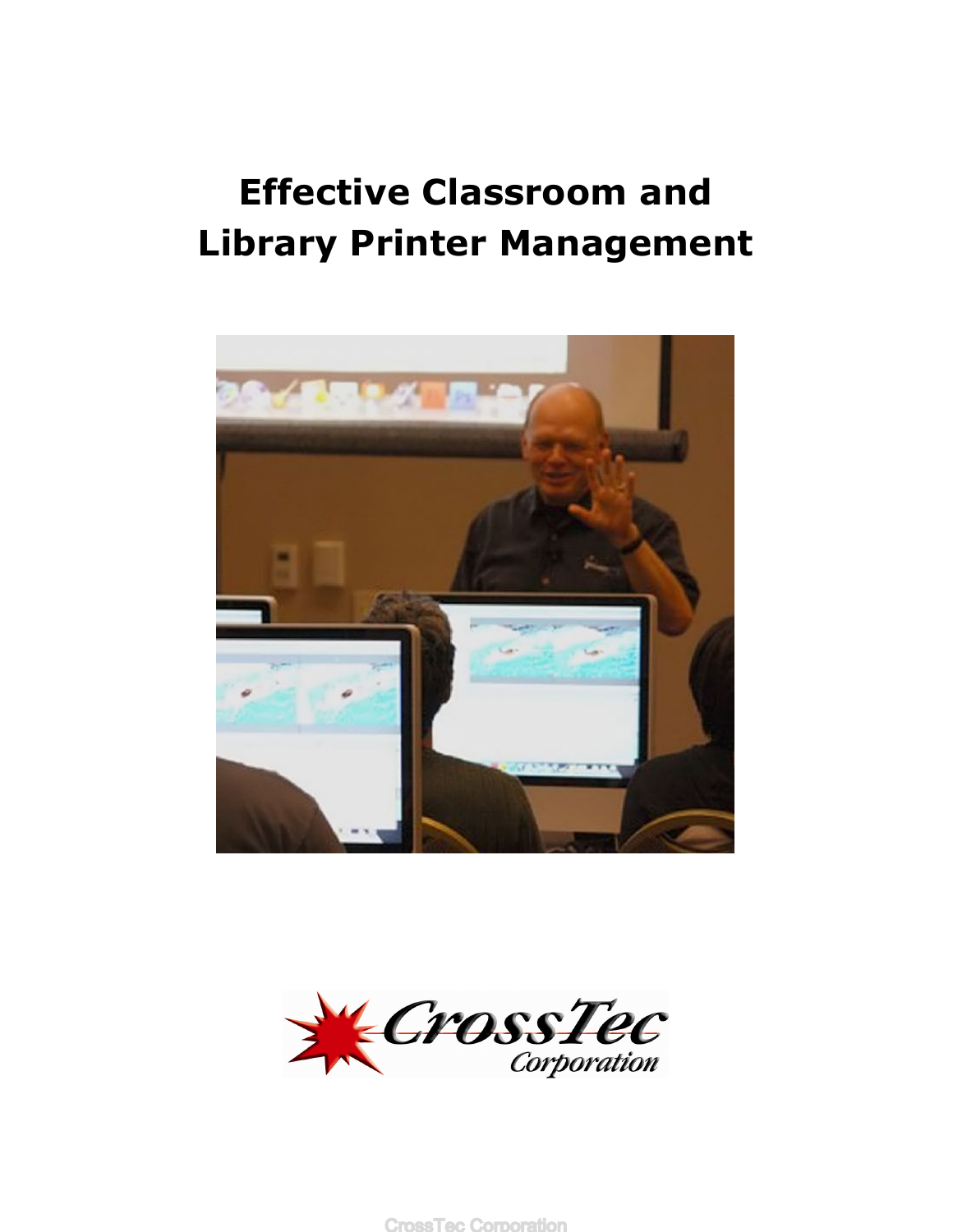# Effective Classroom and Library Printer Management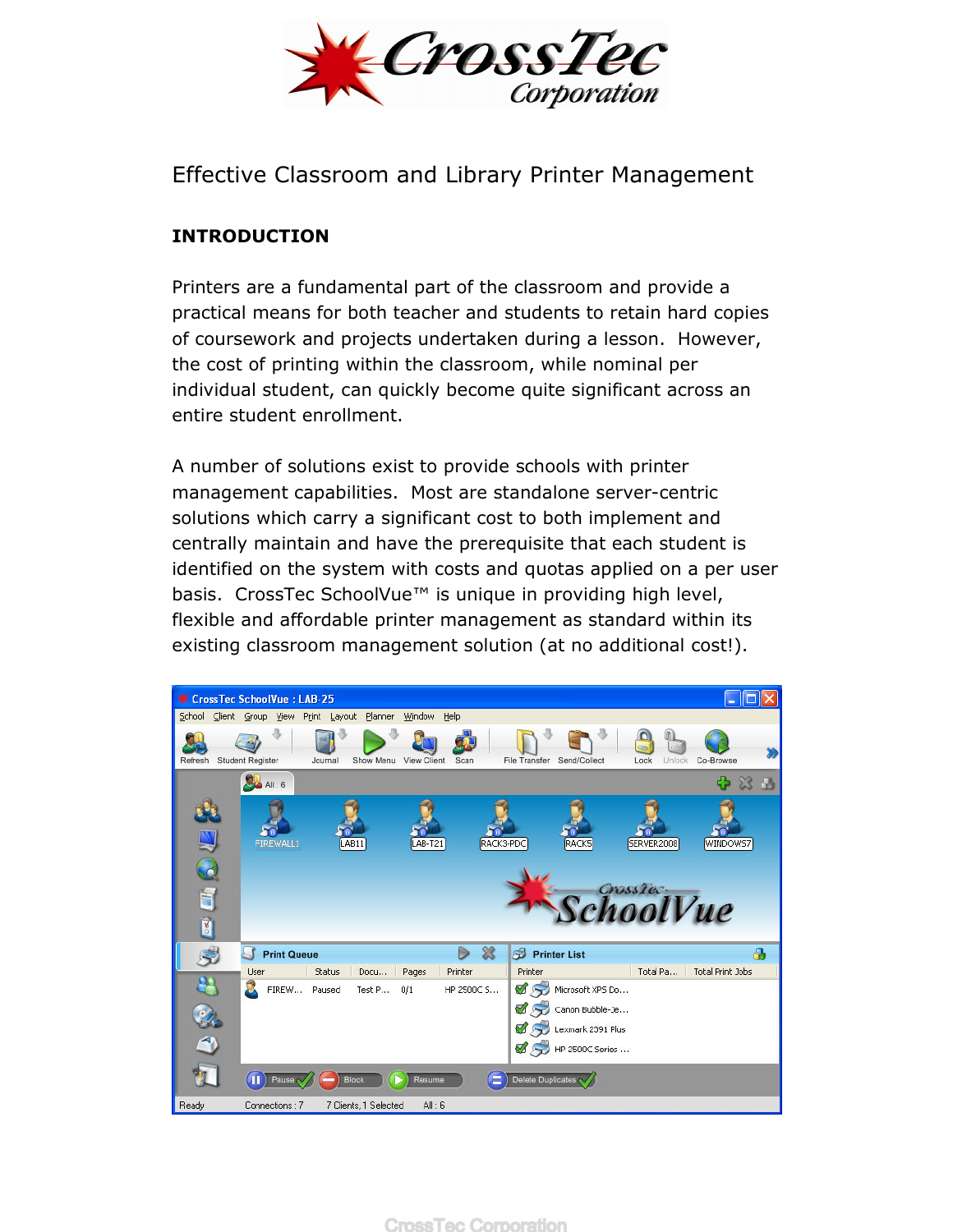# Effective Classroom and Library Printer Management

## INTRODUCTION

Printers are a fundamental part of the classroom and provide a practical means for both teacher and students to retain hard copies of coursework and projects undertaken during a lesson. However, the cost of printing within the classroom, while nominal per individual student, can quickly become quite significant across an entire student enrollment.

A number of solutions exist to provide schools with printer management capabilities. Most are standalone server-centric solutions which carry a significant cost to both implement and centrally maintain and have the prerequisite that each student is identified on the system with costs and quotas applied on a per user basis. CrossTec SchoolVue™ is unique in providing high level, flexible and affordable printer management as standard within its existing classroom management solution (at no additional cost!).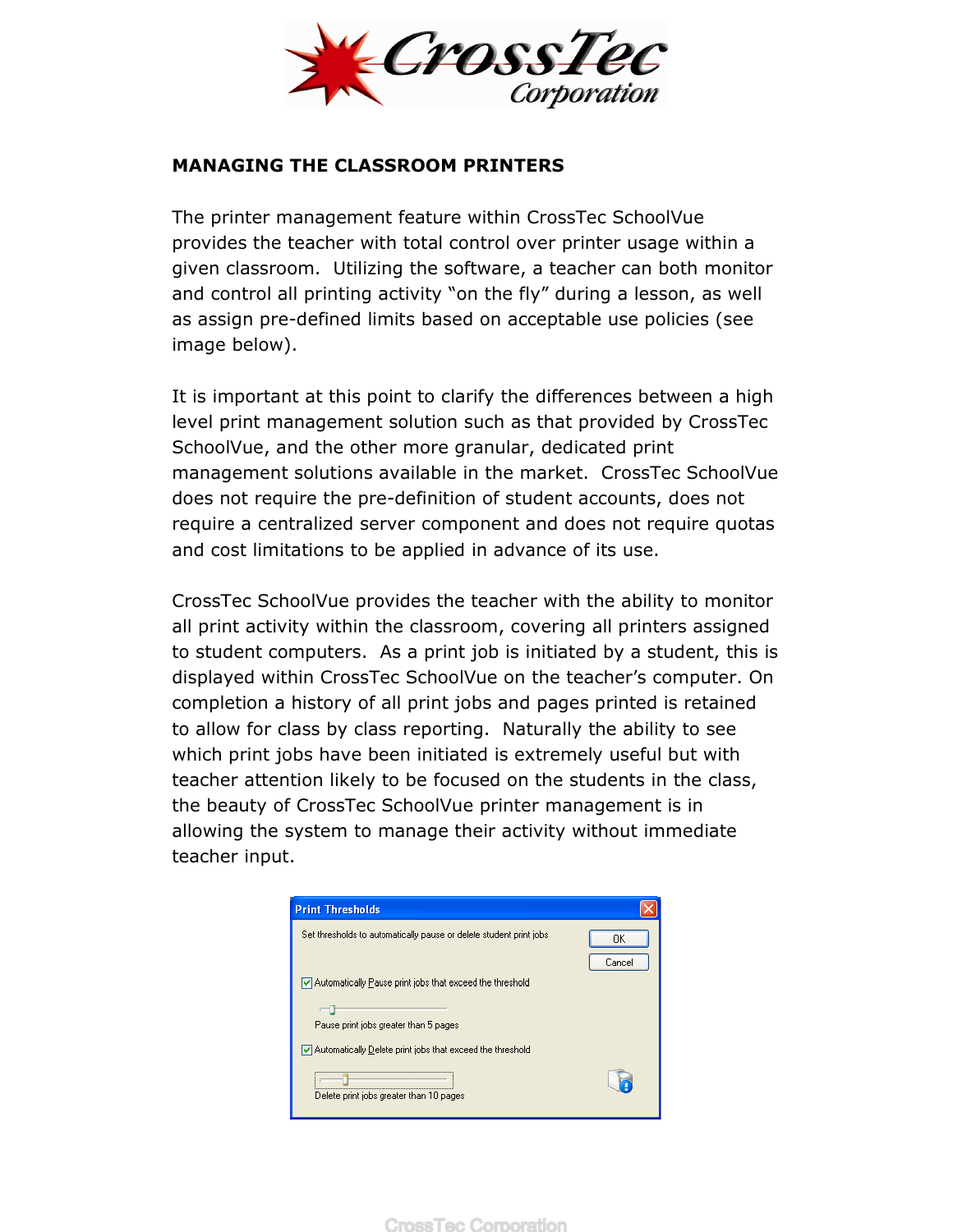## MANAGING THE CLASSROOM PRINTERS

The printer management feature within CrossTec SchoolVue provides the teacher with total control over printer usage within a given classroom. Utilizing the software, a teacher can both monitor and control all printing activity "on the fly" during a lesson, as well as assign pre-defined limits based on acceptable use policies (see image below).

It is important at this point to clarify the differences between a high level print management solution such as that provided by CrossTec SchoolVue, and the other more granular, dedicated print management solutions available in the market. CrossTec SchoolVue does not require the pre-definition of student accounts, does not require a centralized server component and does not require quotas and cost limitations to be applied in advance of its use.

CrossTec SchoolVue provides the teacher with the ability to monitor all print activity within the classroom, covering all printers assigned to student computers. As a print job is initiated by a student, this is displayed within CrossTec SchoolVue on the teacher's computer. On completion a history of all print jobs and pages printed is retained to allow for class by class reporting. Naturally the ability to see which print jobs have been initiated is extremely useful but with teacher attention likely to be focused on the students in the class, the beauty of CrossTec SchoolVue printer management is in allowing the system to manage their activity without immediate teacher input.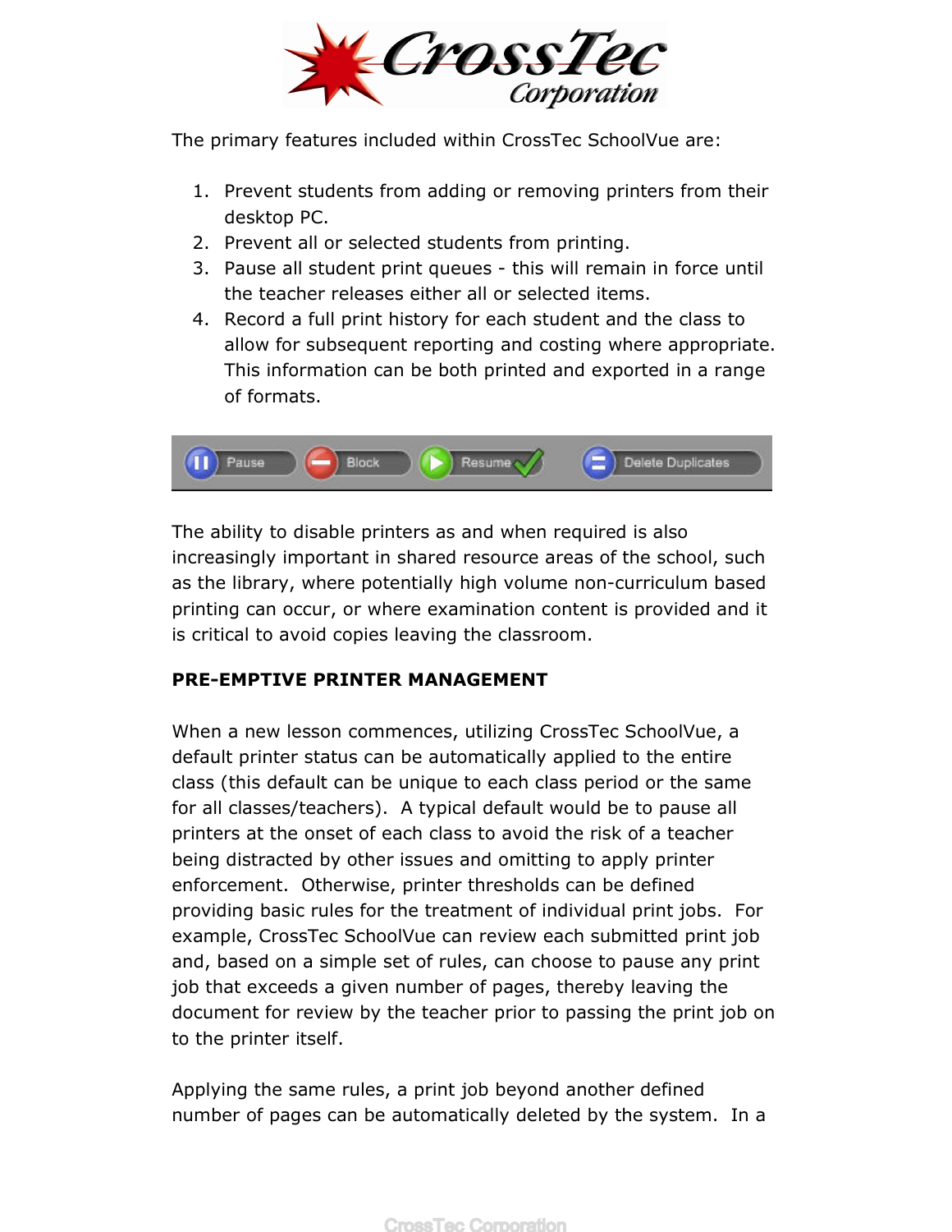The primary features included within CrossTec SchoolVue are:

1. Prevent students from adding or removing printers from their desktop PC.
2. Prevent all or selected students from printing.
3. Pause all student print queues - this will remain in force until the teacher releases either all or selected items.
4. Record a full print history for each student and the class to allow for subsequent reporting and costing where appropriate. This information can be both printed and exported in a range of formats.

The ability to disable printers as and when required is also increasingly important in shared resource areas of the school, such as the library, where potentially high volume non-curriculum based printing can occur, or where examination content is provided and it is critical to avoid copies leaving the classroom.

**PRE-EMPTIVE PRINTER MANAGEMENT**

When a new lesson commences, utilizing CrossTec SchoolVue, a default printer status can be automatically applied to the entire class (this default can be unique to each class period or the same for all classes/teachers). A typical default would be to pause all printers at the onset of each class to avoid the risk of a teacher being distracted by other issues and omitting to apply printer enforcement. Otherwise, printer thresholds can be defined providing basic rules for the treatment of individual print jobs. For example, CrossTec SchoolVue can review each submitted print job and, based on a simple set of rules, can choose to pause any print job that exceeds a given number of pages, thereby leaving the document for review by the teacher prior to passing the print job on to the printer itself.

Applying the same rules, a print job beyond another defined number of pages can be automatically deleted by the system. In a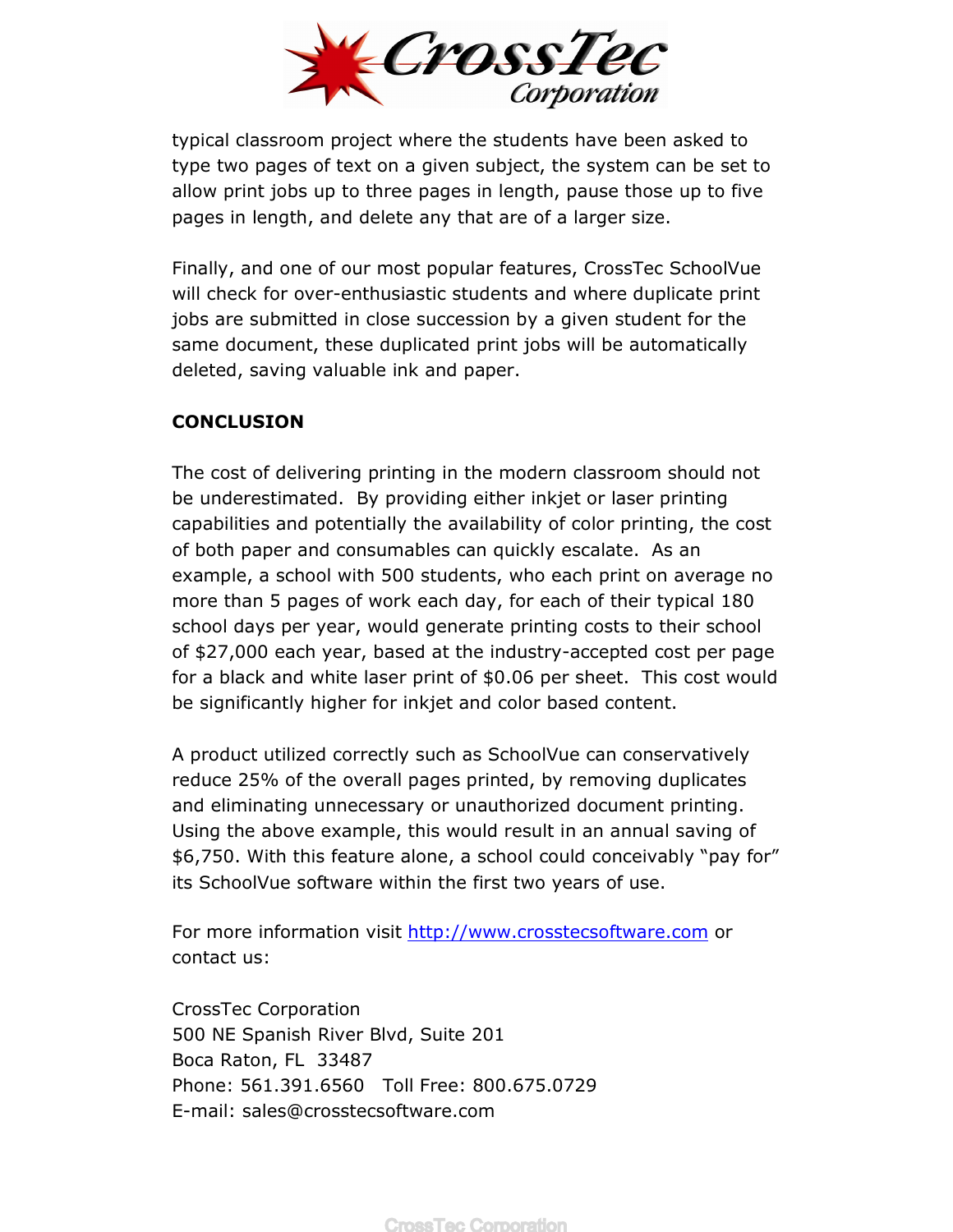typical classroom project where the students have been asked to type two pages of text on a given subject, the system can be set to allow print jobs up to three pages in length, pause those up to five pages in length, and delete any that are of a larger size.

Finally, and one of our most popular features, CrossTec SchoolVue will check for over-enthusiastic students and where duplicate print jobs are submitted in close succession by a given student for the same document, these duplicated print jobs will be automatically deleted, saving valuable ink and paper.

**CONCLUSION**

The cost of delivering printing in the modern classroom should not be underestimated. By providing either inkjet or laser printing capabilities and potentially the availability of color printing, the cost of both paper and consumables can quickly escalate. As an example, a school with 500 students, who each print on average no more than 5 pages of work each day, for each of their typical 180 school days per year, would generate printing costs to their school of $27,000 each year, based at the industry-accepted cost per page for a black and white laser print of $0.06 per sheet. This cost would be significantly higher for inkjet and color based content.

A product utilized correctly such as SchoolVue can conservatively reduce 25% of the overall pages printed, by removing duplicates and eliminating unnecessary or unauthorized document printing. Using the above example, this would result in an annual saving of $6,750. With this feature alone, a school could conceivably "pay for" its SchoolVue software within the first two years of use.

For more information visit http://www.crosstecsoftware.com or contact us:

CrossTec Corporation
500 NE Spanish River Blvd, Suite 201
Boca Raton, FL 33487
Phone: 561.391.6560 Toll Free: 800.675.0729
E-mail: sales@crosstecsoftware.com